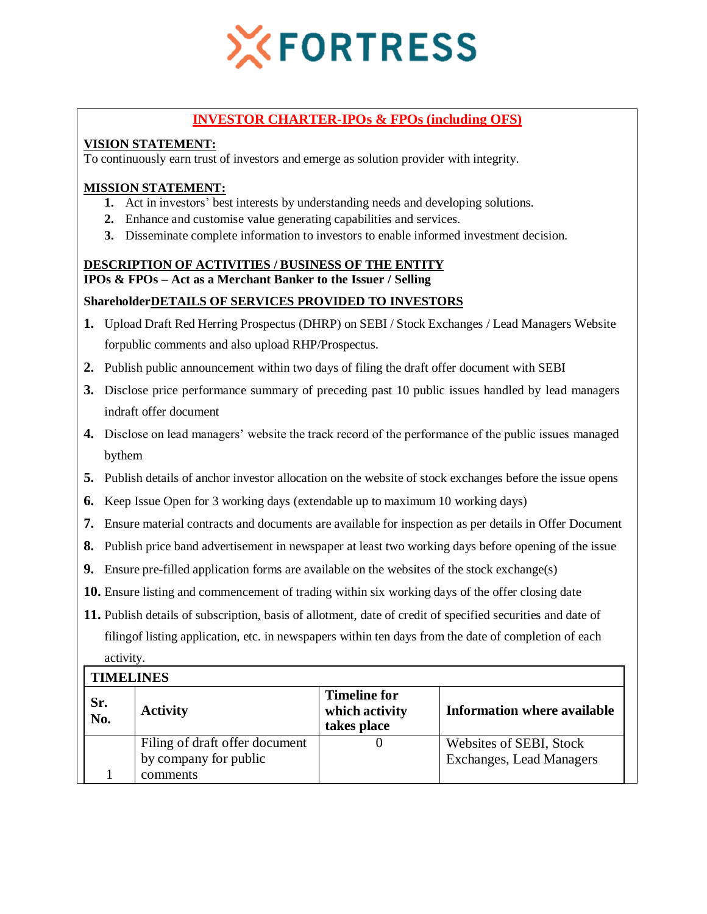FORTRESS

## INVESTOR CHARTER-IPOs & FPOs (including OFS)

**VISION STATEMENT:**

To continuously earn trust of investors and emerge as solution provider with integrity.

**MISSION STATEMENT:**

1. Act in investors' best interests by understanding needs and developing solutions.
2. Enhance and customise value generating capabilities and services.
3. Disseminate complete information to investors to enable informed investment decision.

**DESCRIPTION OF ACTIVITIES / BUSINESS OF THE ENTITY**

**IPOs & FPOs – Act as a Merchant Banker to the Issuer / Selling Shareholder**

**DETAILS OF SERVICES PROVIDED TO INVESTORS**

1. Upload Draft Red Herring Prospectus (DHRP) on SEBI / Stock Exchanges / Lead Managers Website forpublic comments and also upload RHP/Prospectus.
2. Publish public announcement within two days of filing the draft offer document with SEBI
3. Disclose price performance summary of preceding past 10 public issues handled by lead managers indraft offer document
4. Disclose on lead managers' website the track record of the performance of the public issues managed bythem
5. Publish details of anchor investor allocation on the website of stock exchanges before the issue opens
6. Keep Issue Open for 3 working days (extendable up to maximum 10 working days)
7. Ensure material contracts and documents are available for inspection as per details in Offer Document
8. Publish price band advertisement in newspaper at least two working days before opening of the issue
9. Ensure pre-filled application forms are available on the websites of the stock exchange(s)
10. Ensure listing and commencement of trading within six working days of the offer closing date
11. Publish details of subscription, basis of allotment, date of credit of specified securities and date of filingof listing application, etc. in newspapers within ten days from the date of completion of each activity.

**TIMELINES**

| Sr. No. | Activity | Timeline for which activity takes place | Information where available |
|---|---|---|---|
| 1 | Filing of draft offer document by company for public comments | 0 | Websites of SEBI, Stock Exchanges, Lead Managers |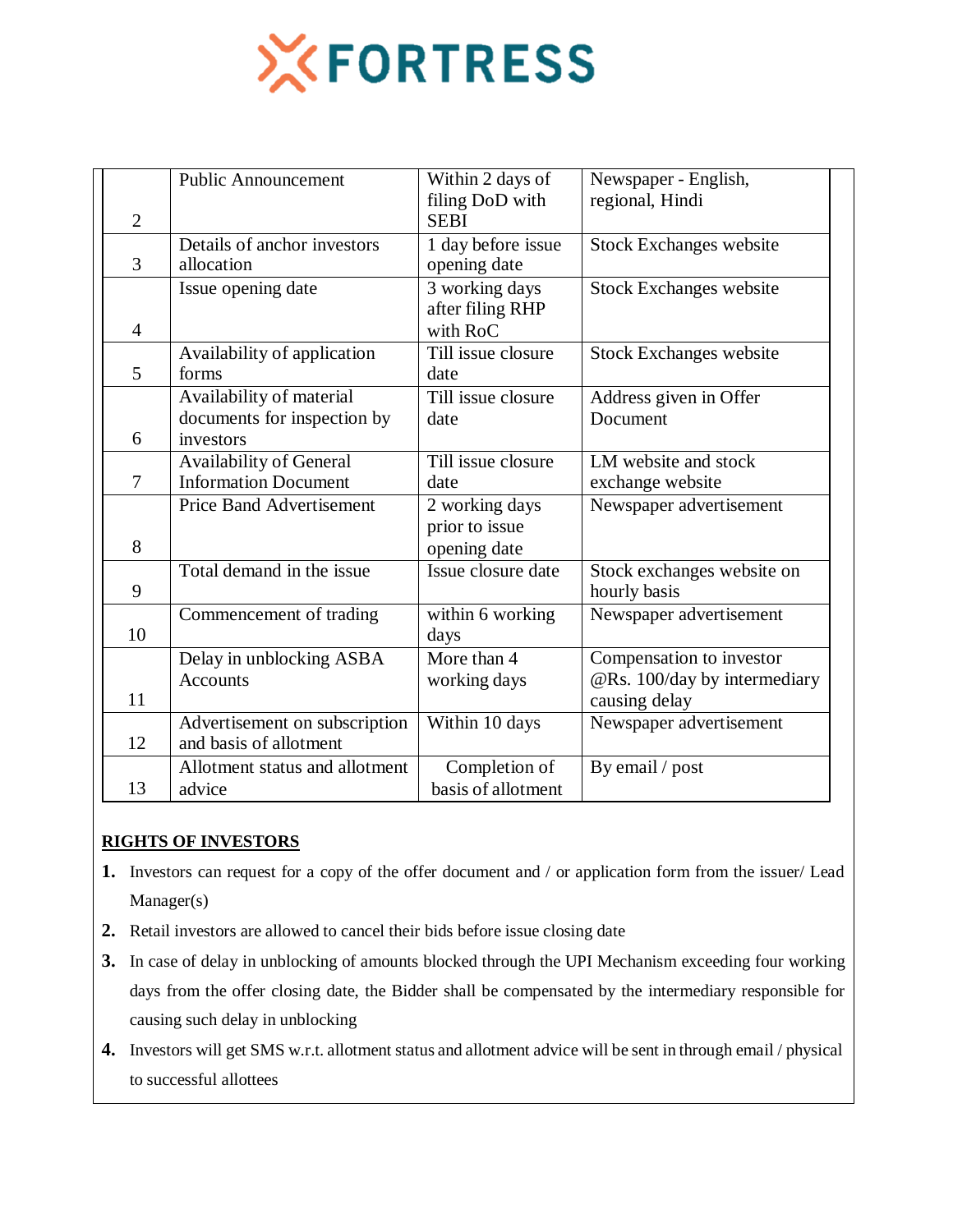| | | | |
|---|---|---|---|
| 2 | Public Announcement | Within 2 days of filing DoD with SEBI | Newspaper - English, regional, Hindi |
| 3 | Details of anchor investors allocation | 1 day before issue opening date | Stock Exchanges website |
| 4 | Issue opening date | 3 working days after filing RHP with RoC | Stock Exchanges website |
| 5 | Availability of application forms | Till issue closure date | Stock Exchanges website |
| 6 | Availability of material documents for inspection by investors | Till issue closure date | Address given in Offer Document |
| 7 | Availability of General Information Document | Till issue closure date | LM website and stock exchange website |
| 8 | Price Band Advertisement | 2 working days prior to issue opening date | Newspaper advertisement |
| 9 | Total demand in the issue | Issue closure date | Stock exchanges website on hourly basis |
| 10 | Commencement of trading | within 6 working days | Newspaper advertisement |
| 11 | Delay in unblocking ASBA Accounts | More than 4 working days | Compensation to investor @Rs. 100/day by intermediary causing delay |
| 12 | Advertisement on subscription and basis of allotment | Within 10 days | Newspaper advertisement |
| 13 | Allotment status and allotment advice | Completion of basis of allotment | By email / post |

**RIGHTS OF INVESTORS**

1. Investors can request for a copy of the offer document and / or application form from the issuer/ Lead Manager(s)
2. Retail investors are allowed to cancel their bids before issue closing date
3. In case of delay in unblocking of amounts blocked through the UPI Mechanism exceeding four working days from the offer closing date, the Bidder shall be compensated by the intermediary responsible for causing such delay in unblocking
4. Investors will get SMS w.r.t. allotment status and allotment advice will be sent in through email / physical to successful allottees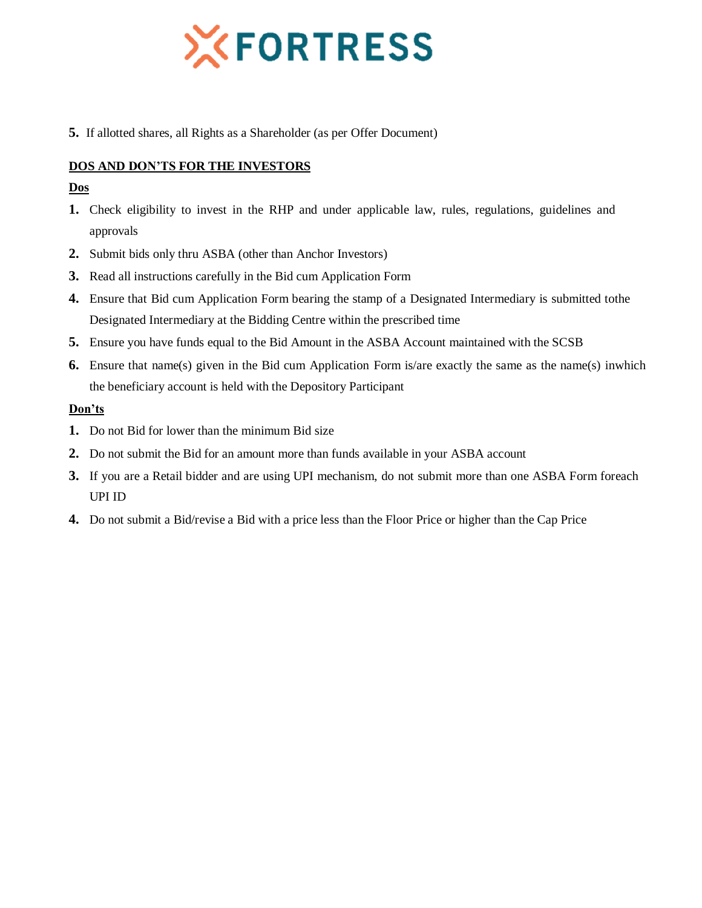5. If allotted shares, all Rights as a Shareholder (as per Offer Document)

**DOS AND DON'TS FOR THE INVESTORS**

**Dos**

1. Check eligibility to invest in the RHP and under applicable law, rules, regulations, guidelines and approvals
2. Submit bids only thru ASBA (other than Anchor Investors)
3. Read all instructions carefully in the Bid cum Application Form
4. Ensure that Bid cum Application Form bearing the stamp of a Designated Intermediary is submitted tothe Designated Intermediary at the Bidding Centre within the prescribed time
5. Ensure you have funds equal to the Bid Amount in the ASBA Account maintained with the SCSB
6. Ensure that name(s) given in the Bid cum Application Form is/are exactly the same as the name(s) inwhich the beneficiary account is held with the Depository Participant

**Don'ts**

1. Do not Bid for lower than the minimum Bid size
2. Do not submit the Bid for an amount more than funds available in your ASBA account
3. If you are a Retail bidder and are using UPI mechanism, do not submit more than one ASBA Form foreach UPI ID
4. Do not submit a Bid/revise a Bid with a price less than the Floor Price or higher than the Cap Price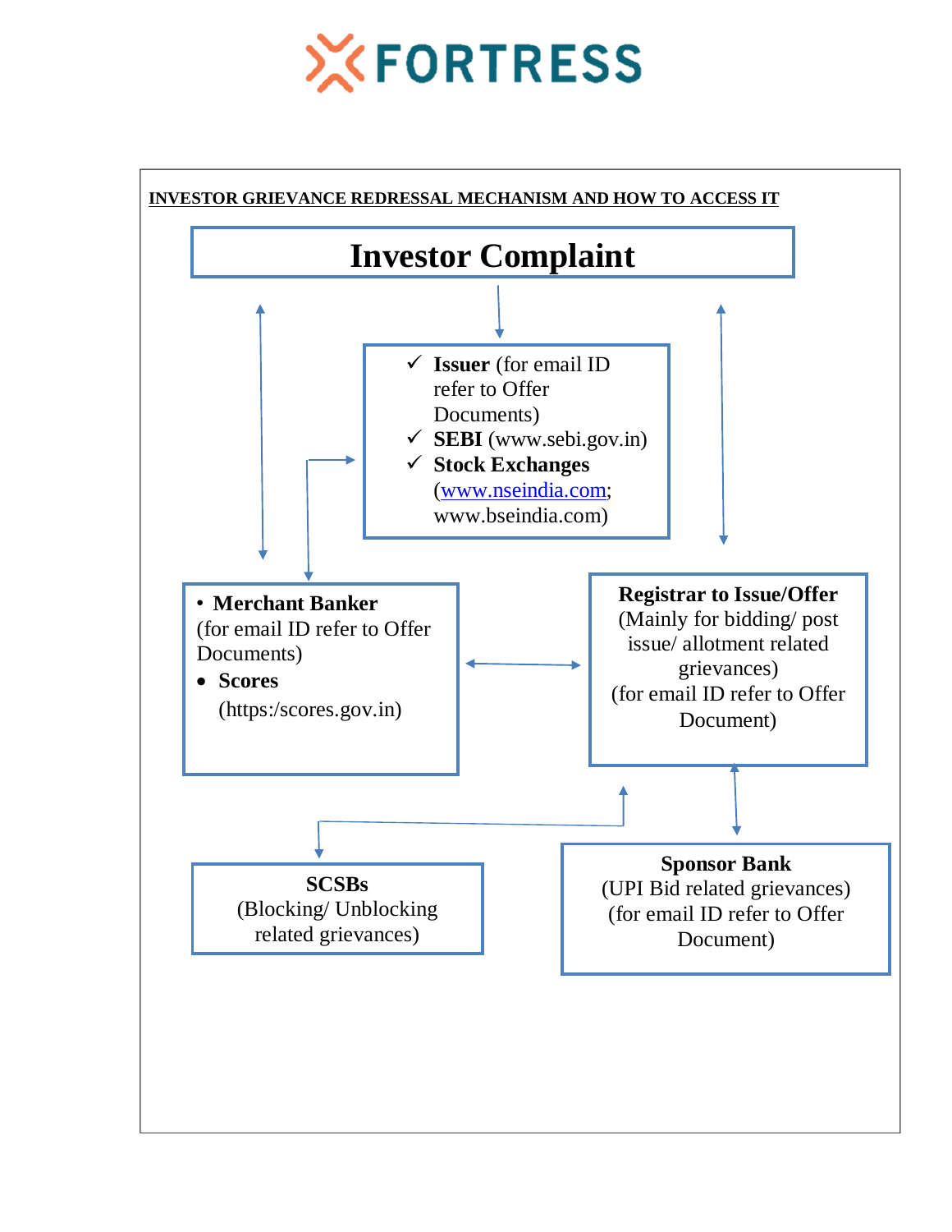**INVESTOR GRIEVANCE REDRESSAL MECHANISM AND HOW TO ACCESS IT**

# Investor Complaint

- ✓ **Issuer** (for email ID refer to Offer Documents)
- ✓ **SEBI** (www.sebi.gov.in)
- ✓ **Stock Exchanges** (www.nseindia.com; www.bseindia.com)

- **Merchant Banker** (for email ID refer to Offer Documents)
- **Scores** (https:/scores.gov.in)

**Registrar to Issue/Offer**
(Mainly for bidding/ post issue/ allotment related grievances)
(for email ID refer to Offer Document)

**SCSBs**
(Blocking/ Unblocking related grievances)

**Sponsor Bank**
(UPI Bid related grievances)
(for email ID refer to Offer Document)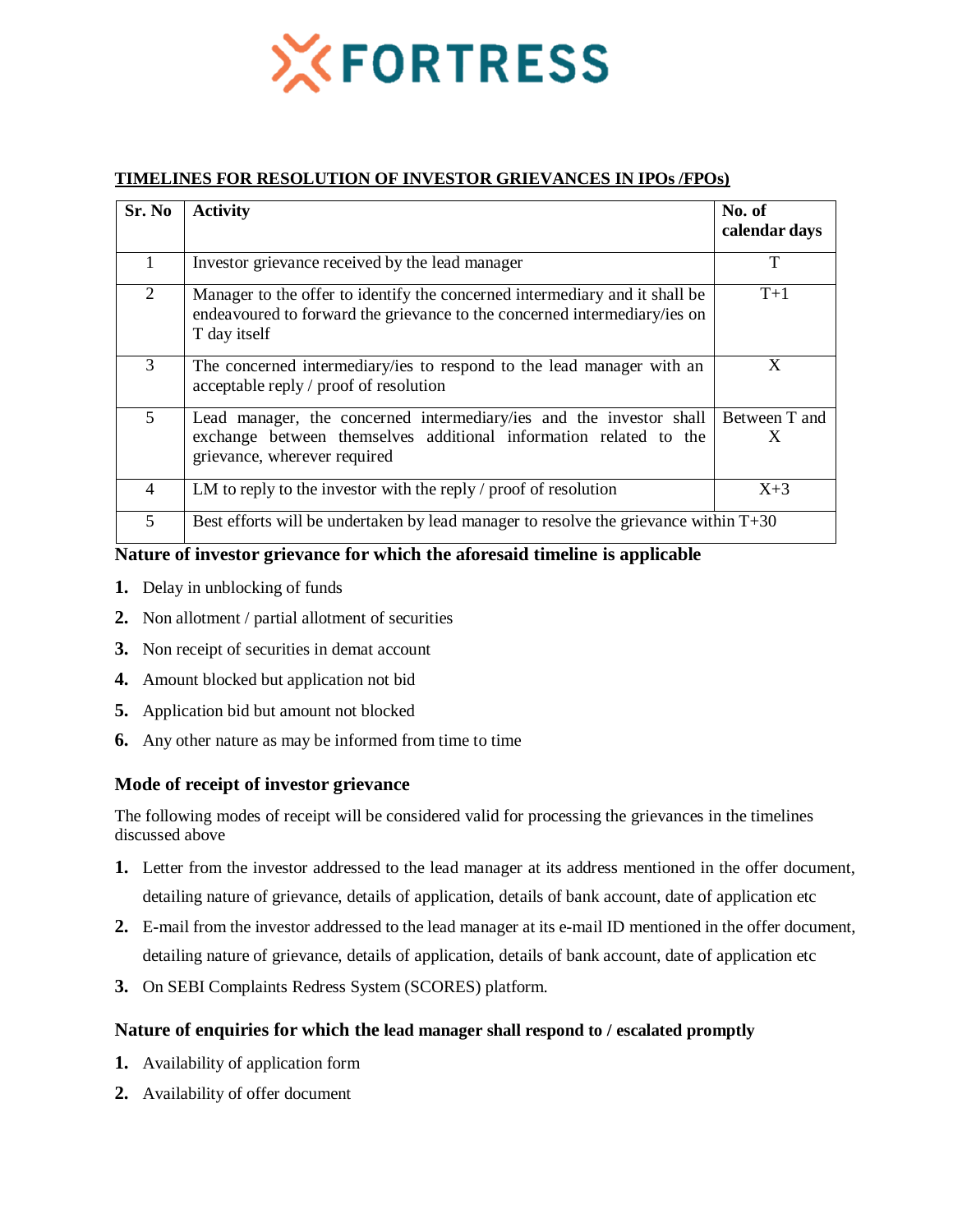## TIMELINES FOR RESOLUTION OF INVESTOR GRIEVANCES IN IPOs /FPOs)

| Sr. No | Activity | No. of calendar days |
|---|---|---|
| 1 | Investor grievance received by the lead manager | T |
| 2 | Manager to the offer to identify the concerned intermediary and it shall be endeavoured to forward the grievance to the concerned intermediary/ies on T day itself | T+1 |
| 3 | The concerned intermediary/ies to respond to the lead manager with an acceptable reply / proof of resolution | X |
| 5 | Lead manager, the concerned intermediary/ies and the investor shall exchange between themselves additional information related to the grievance, wherever required | Between T and X |
| 4 | LM to reply to the investor with the reply / proof of resolution | X+3 |
| 5 | Best efforts will be undertaken by lead manager to resolve the grievance within T+30 | |

### Nature of investor grievance for which the aforesaid timeline is applicable

1. Delay in unblocking of funds
2. Non allotment / partial allotment of securities
3. Non receipt of securities in demat account
4. Amount blocked but application not bid
5. Application bid but amount not blocked
6. Any other nature as may be informed from time to time

### Mode of receipt of investor grievance

The following modes of receipt will be considered valid for processing the grievances in the timelines discussed above

1. Letter from the investor addressed to the lead manager at its address mentioned in the offer document, detailing nature of grievance, details of application, details of bank account, date of application etc
2. E-mail from the investor addressed to the lead manager at its e-mail ID mentioned in the offer document, detailing nature of grievance, details of application, details of bank account, date of application etc
3. On SEBI Complaints Redress System (SCORES) platform.

### Nature of enquiries for which the lead manager shall respond to / escalated promptly

1. Availability of application form
2. Availability of offer document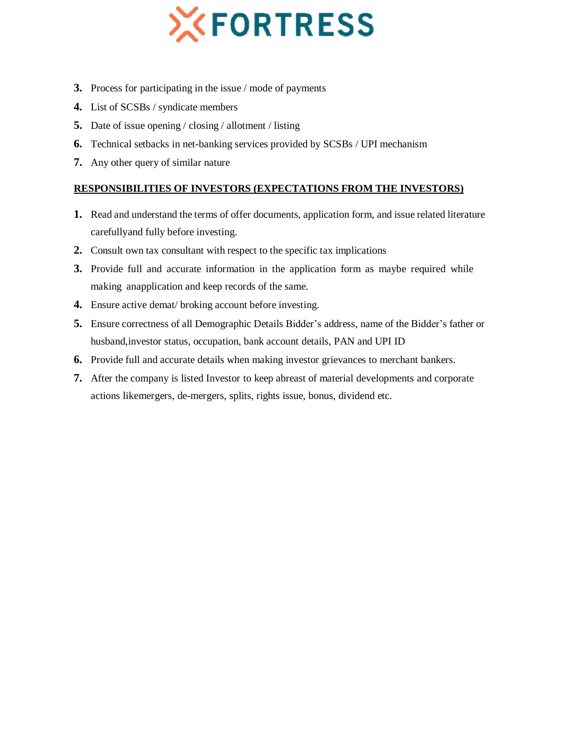3. Process for participating in the issue / mode of payments
4. List of SCSBs / syndicate members
5. Date of issue opening / closing / allotment / listing
6. Technical setbacks in net-banking services provided by SCSBs / UPI mechanism
7. Any other query of similar nature

**<u>RESPONSIBILITIES OF INVESTORS (EXPECTATIONS FROM THE INVESTORS)</u>**

1. Read and understand the terms of offer documents, application form, and issue related literature carefullyand fully before investing.
2. Consult own tax consultant with respect to the specific tax implications
3. Provide full and accurate information in the application form as maybe required while making anapplication and keep records of the same.
4. Ensure active demat/ broking account before investing.
5. Ensure correctness of all Demographic Details Bidder's address, name of the Bidder's father or husband,investor status, occupation, bank account details, PAN and UPI ID
6. Provide full and accurate details when making investor grievances to merchant bankers.
7. After the company is listed Investor to keep abreast of material developments and corporate actions likemergers, de-mergers, splits, rights issue, bonus, dividend etc.